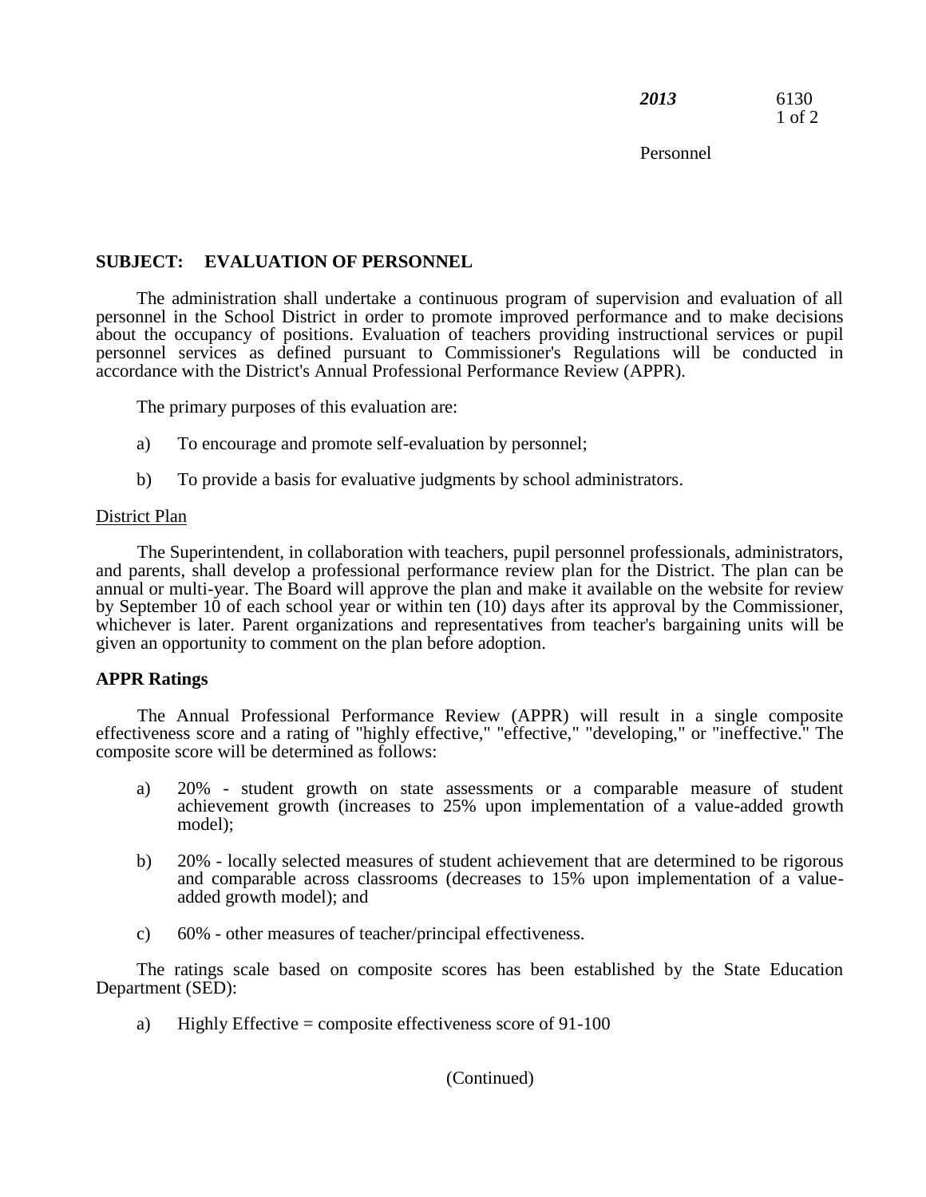# SUBJECT: EVALUATION OF PERSONNEL

The administration shall undertake a continuous program of supervision and evaluation of all personnel in the School District in order to promote improved performance and to make decisions about the occupancy of positions. Evaluation of teachers providing instructional services or pupil personnel services as defined pursuant to Commissioner's Regulations will be conducted in accordance with the District's Annual Professional Performance Review (APPR).

The primary purposes of this evaluation are:

a) To encourage and promote self-evaluation by personnel;

b) To provide a basis for evaluative judgments by school administrators.

## District Plan

The Superintendent, in collaboration with teachers, pupil personnel professionals, administrators, and parents, shall develop a professional performance review plan for the District. The plan can be annual or multi-year. The Board will approve the plan and make it available on the website for review by September 10 of each school year or within ten (10) days after its approval by the Commissioner, whichever is later. Parent organizations and representatives from teacher's bargaining units will be given an opportunity to comment on the plan before adoption.

## APPR Ratings

The Annual Professional Performance Review (APPR) will result in a single composite effectiveness score and a rating of "highly effective," "effective," "developing," or "ineffective." The composite score will be determined as follows:

a) 20% - student growth on state assessments or a comparable measure of student achievement growth (increases to 25% upon implementation of a value-added growth model);

b) 20% - locally selected measures of student achievement that are determined to be rigorous and comparable across classrooms (decreases to 15% upon implementation of a value-added growth model); and

c) 60% - other measures of teacher/principal effectiveness.

The ratings scale based on composite scores has been established by the State Education Department (SED):

a) Highly Effective = composite effectiveness score of 91-100

(Continued)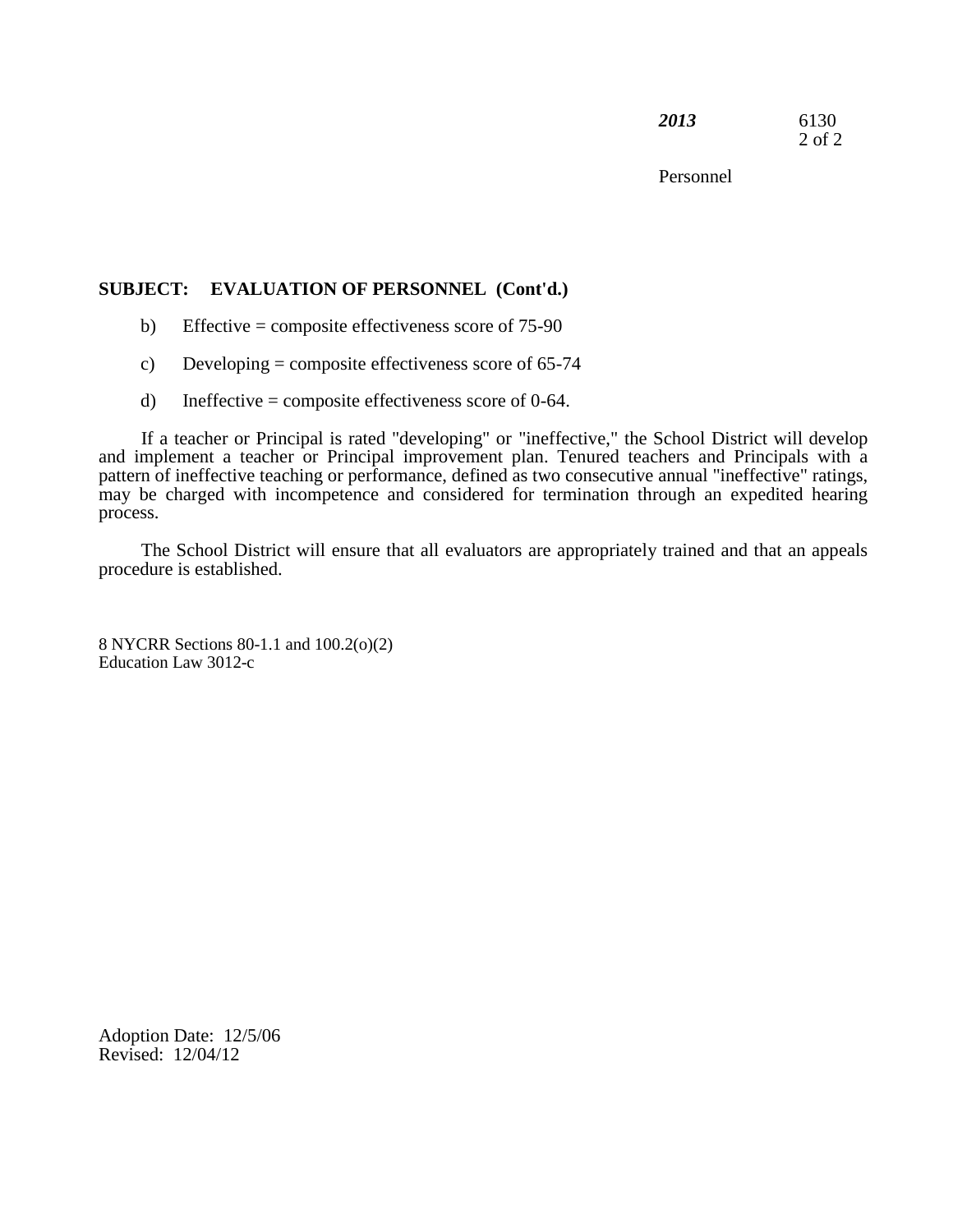**SUBJECT: EVALUATION OF PERSONNEL (Cont'd.)**

b) Effective = composite effectiveness score of 75-90

c) Developing = composite effectiveness score of 65-74

d) Ineffective = composite effectiveness score of 0-64.

If a teacher or Principal is rated "developing" or "ineffective," the School District will develop and implement a teacher or Principal improvement plan. Tenured teachers and Principals with a pattern of ineffective teaching or performance, defined as two consecutive annual "ineffective" ratings, may be charged with incompetence and considered for termination through an expedited hearing process.

The School District will ensure that all evaluators are appropriately trained and that an appeals procedure is established.

8 NYCRR Sections 80-1.1 and 100.2(o)(2)
Education Law 3012-c

Adoption Date: 12/5/06
Revised: 12/04/12